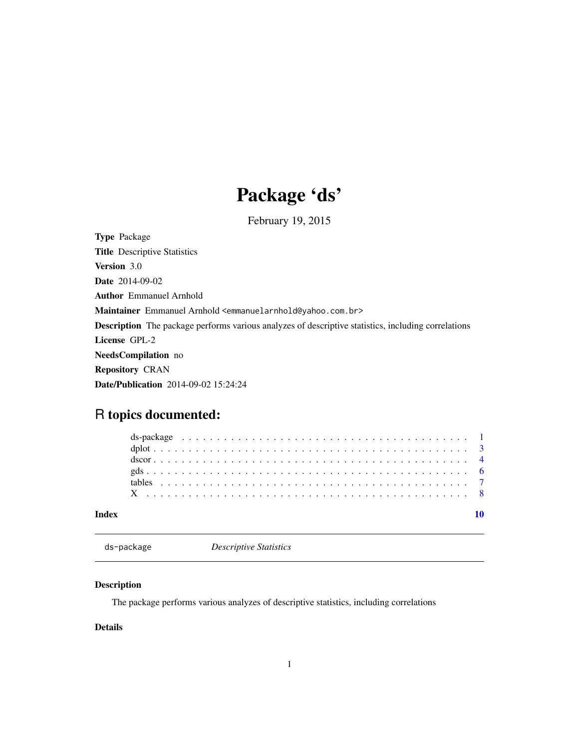# Package 'ds'

February 19, 2015

**Type** Package

**Title** Descriptive Statistics

**Version** 3.0

**Date** 2014-09-02

**Author** Emmanuel Arnhold

**Maintainer** Emmanuel Arnhold <emmanuelarnhold@yahoo.com.br>

**Description** The package performs various analyzes of descriptive statistics, including correlations

**License** GPL-2

**NeedsCompilation** no

**Repository** CRAN

**Date/Publication** 2014-09-02 15:24:24

## R topics documented:

- ds-package . . . . . . . . . . . . . . . . . . . . . . . . . . . . . . . . . . . . . . . . 1
- dplot . . . . . . . . . . . . . . . . . . . . . . . . . . . . . . . . . . . . . . . . . . . 3
- dscor . . . . . . . . . . . . . . . . . . . . . . . . . . . . . . . . . . . . . . . . . . . 4
- gds . . . . . . . . . . . . . . . . . . . . . . . . . . . . . . . . . . . . . . . . . . . . 6
- tables . . . . . . . . . . . . . . . . . . . . . . . . . . . . . . . . . . . . . . . . . . . 7
- X . . . . . . . . . . . . . . . . . . . . . . . . . . . . . . . . . . . . . . . . . . . . . 8

**Index** 10

---

`ds-package` *Descriptive Statistics*

---

### Description

The package performs various analyzes of descriptive statistics, including correlations

### Details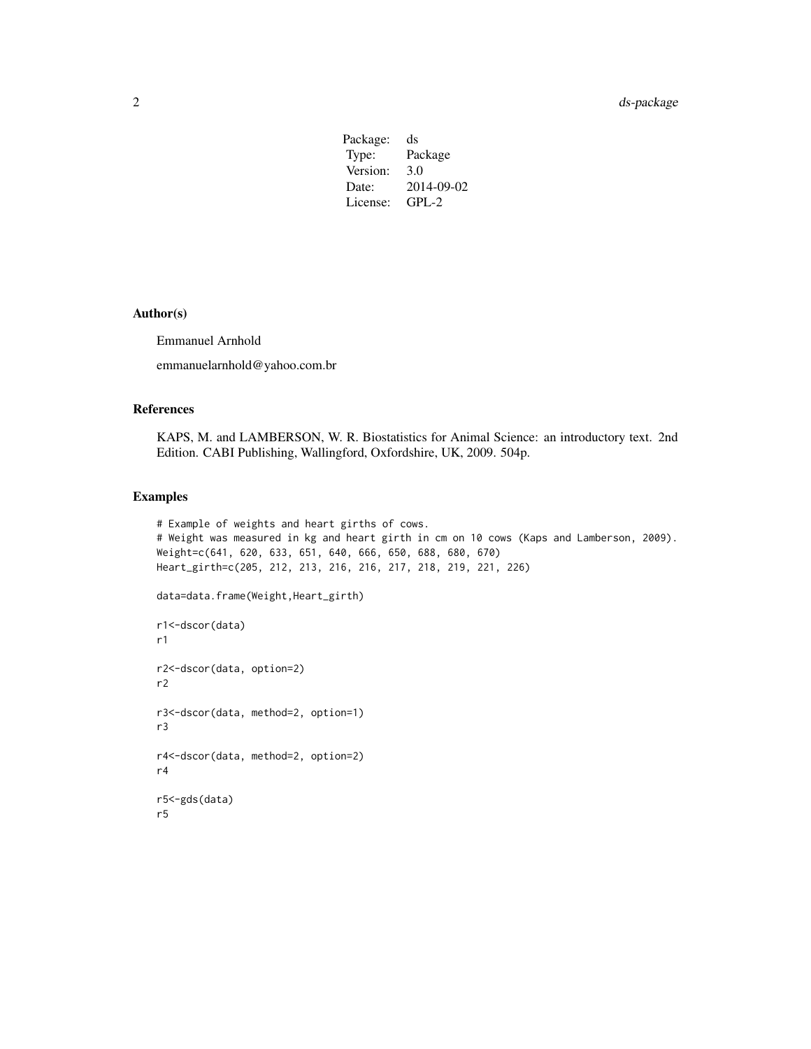| Package: | ds |
| --- | --- |
| Type: | Package |
| Version: | 3.0 |
| Date: | 2014-09-02 |
| License: | GPL-2 |

## Author(s)

Emmanuel Arnhold

emmanuelarnhold@yahoo.com.br

## References

KAPS, M. and LAMBERSON, W. R. Biostatistics for Animal Science: an introductory text. 2nd Edition. CABI Publishing, Wallingford, Oxfordshire, UK, 2009. 504p.

## Examples

```
# Example of weights and heart girths of cows.
# Weight was measured in kg and heart girth in cm on 10 cows (Kaps and Lamberson, 2009).
Weight=c(641, 620, 633, 651, 640, 666, 650, 688, 680, 670)
Heart_girth=c(205, 212, 213, 216, 216, 217, 218, 219, 221, 226)

data=data.frame(Weight,Heart_girth)

r1<-dscor(data)
r1

r2<-dscor(data, option=2)
r2

r3<-dscor(data, method=2, option=1)
r3

r4<-dscor(data, method=2, option=2)
r4

r5<-gds(data)
r5
```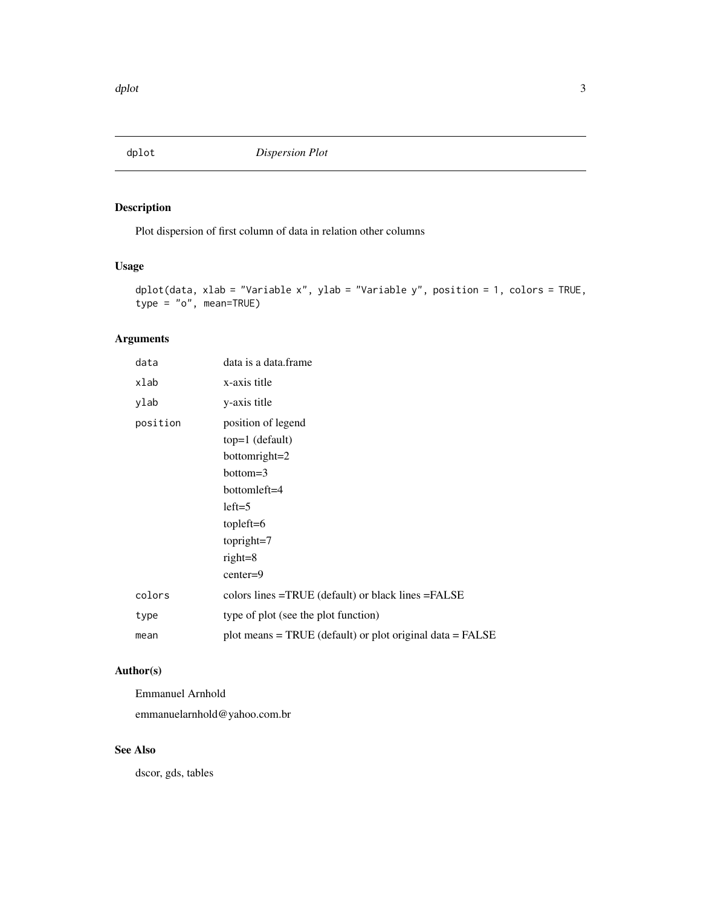# dplot *Dispersion Plot*

## Description

Plot dispersion of first column of data in relation other columns

## Usage

```
dplot(data, xlab = "Variable x", ylab = "Variable y", position = 1, colors = TRUE,
type = "o", mean=TRUE)
```

## Arguments

| | |
|---|---|
| `data` | data is a data.frame |
| `xlab` | x-axis title |
| `ylab` | y-axis title |
| `position` | position of legend<br>top=1 (default)<br>bottomright=2<br>bottom=3<br>bottomleft=4<br>left=5<br>topleft=6<br>topright=7<br>right=8<br>center=9 |
| `colors` | colors lines =TRUE (default) or black lines =FALSE |
| `type` | type of plot (see the plot function) |
| `mean` | plot means = TRUE (default) or plot original data = FALSE |

## Author(s)

Emmanuel Arnhold

emmanuelarnhold@yahoo.com.br

## See Also

dscor, gds, tables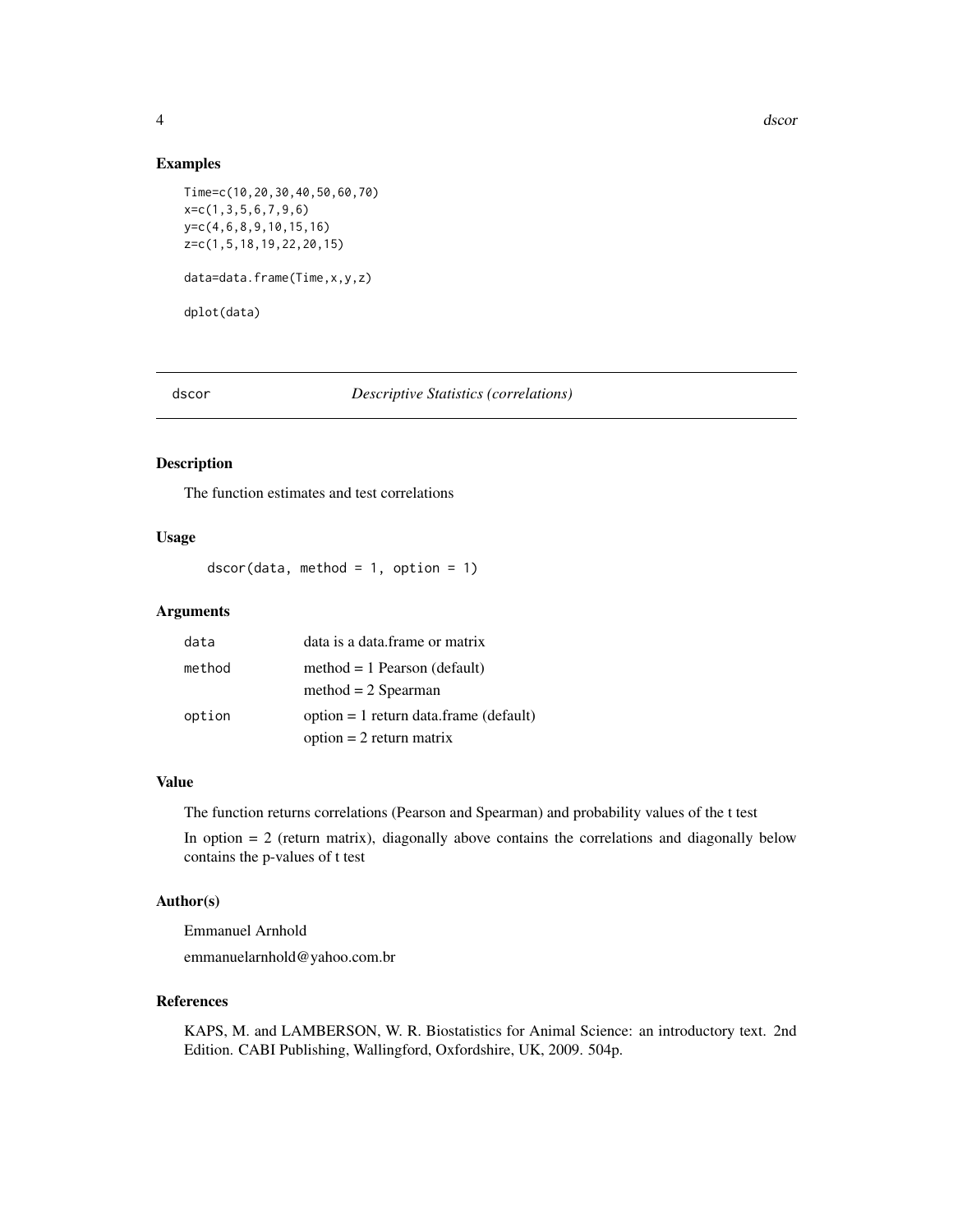## Examples

```
Time=c(10,20,30,40,50,60,70)
x=c(1,3,5,6,7,9,6)
y=c(4,6,8,9,10,15,16)
z=c(1,5,18,19,22,20,15)

data=data.frame(Time,x,y,z)

dplot(data)
```

---

# dscor *Descriptive Statistics (correlations)*

---

## Description

The function estimates and test correlations

## Usage

```
dscor(data, method = 1, option = 1)
```

## Arguments

| | |
|---|---|
| `data` | data is a data.frame or matrix |
| `method` | method = 1 Pearson (default)<br>method = 2 Spearman |
| `option` | option = 1 return data.frame (default)<br>option = 2 return matrix |

## Value

The function returns correlations (Pearson and Spearman) and probability values of the t test

In option = 2 (return matrix), diagonally above contains the correlations and diagonally below contains the p-values of t test

## Author(s)

Emmanuel Arnhold

emmanuelarnhold@yahoo.com.br

## References

KAPS, M. and LAMBERSON, W. R. Biostatistics for Animal Science: an introductory text. 2nd Edition. CABI Publishing, Wallingford, Oxfordshire, UK, 2009. 504p.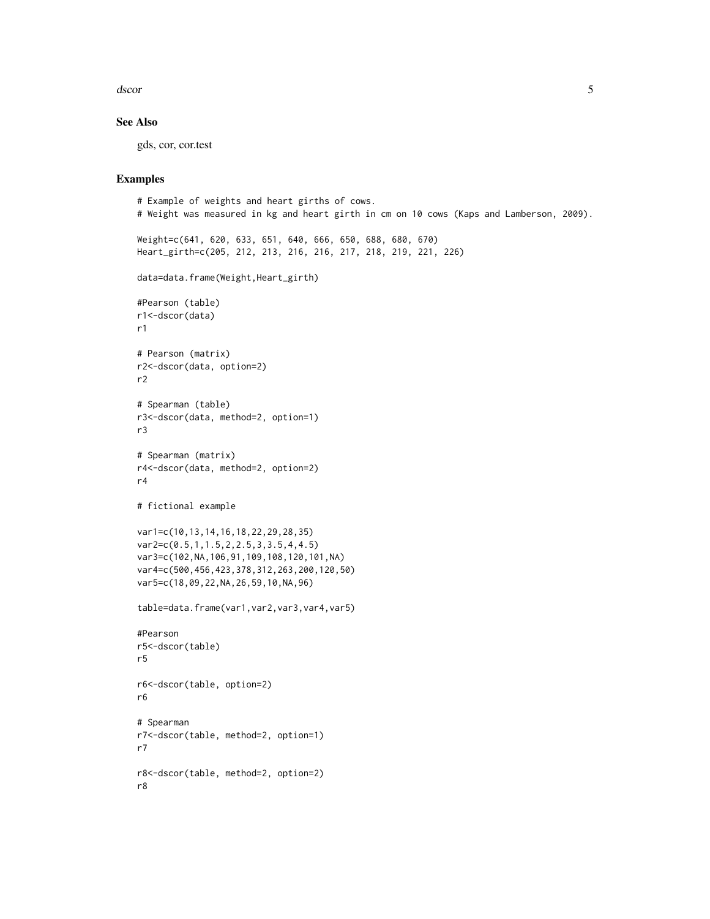## See Also

gds, cor, cor.test

## Examples

```
# Example of weights and heart girths of cows.
# Weight was measured in kg and heart girth in cm on 10 cows (Kaps and Lamberson, 2009).

Weight=c(641, 620, 633, 651, 640, 666, 650, 688, 680, 670)
Heart_girth=c(205, 212, 213, 216, 216, 217, 218, 219, 221, 226)

data=data.frame(Weight,Heart_girth)

#Pearson (table)
r1<-dscor(data)
r1

# Pearson (matrix)
r2<-dscor(data, option=2)
r2

# Spearman (table)
r3<-dscor(data, method=2, option=1)
r3

# Spearman (matrix)
r4<-dscor(data, method=2, option=2)
r4

# fictional example

var1=c(10,13,14,16,18,22,29,28,35)
var2=c(0.5,1,1.5,2,2.5,3,3.5,4,4.5)
var3=c(102,NA,106,91,109,108,120,101,NA)
var4=c(500,456,423,378,312,263,200,120,50)
var5=c(18,09,22,NA,26,59,10,NA,96)

table=data.frame(var1,var2,var3,var4,var5)

#Pearson
r5<-dscor(table)
r5

r6<-dscor(table, option=2)
r6

# Spearman
r7<-dscor(table, method=2, option=1)
r7

r8<-dscor(table, method=2, option=2)
r8
```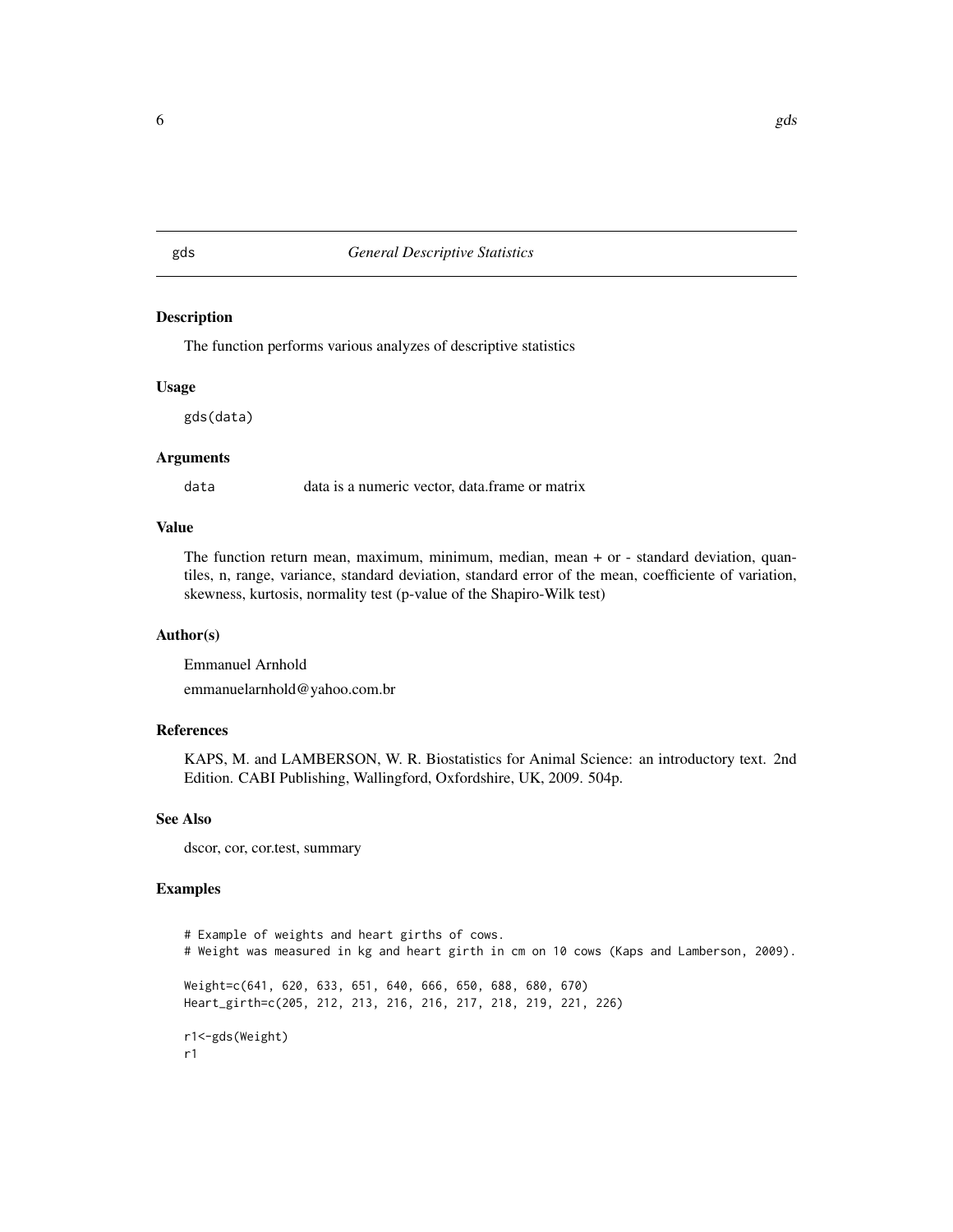gds    *General Descriptive Statistics*

### Description

The function performs various analyzes of descriptive statistics

### Usage

```
gds(data)
```

### Arguments

| | |
|---|---|
| data | data is a numeric vector, data.frame or matrix |

### Value

The function return mean, maximum, minimum, median, mean + or - standard deviation, quantiles, n, range, variance, standard deviation, standard error of the mean, coefficiente of variation, skewness, kurtosis, normality test (p-value of the Shapiro-Wilk test)

### Author(s)

Emmanuel Arnhold

emmanuelarnhold@yahoo.com.br

### References

KAPS, M. and LAMBERSON, W. R. Biostatistics for Animal Science: an introductory text. 2nd Edition. CABI Publishing, Wallingford, Oxfordshire, UK, 2009. 504p.

### See Also

dscor, cor, cor.test, summary

### Examples

```
# Example of weights and heart girths of cows.
# Weight was measured in kg and heart girth in cm on 10 cows (Kaps and Lamberson, 2009).

Weight=c(641, 620, 633, 651, 640, 666, 650, 688, 680, 670)
Heart_girth=c(205, 212, 213, 216, 216, 217, 218, 219, 221, 226)

r1<-gds(Weight)
r1
```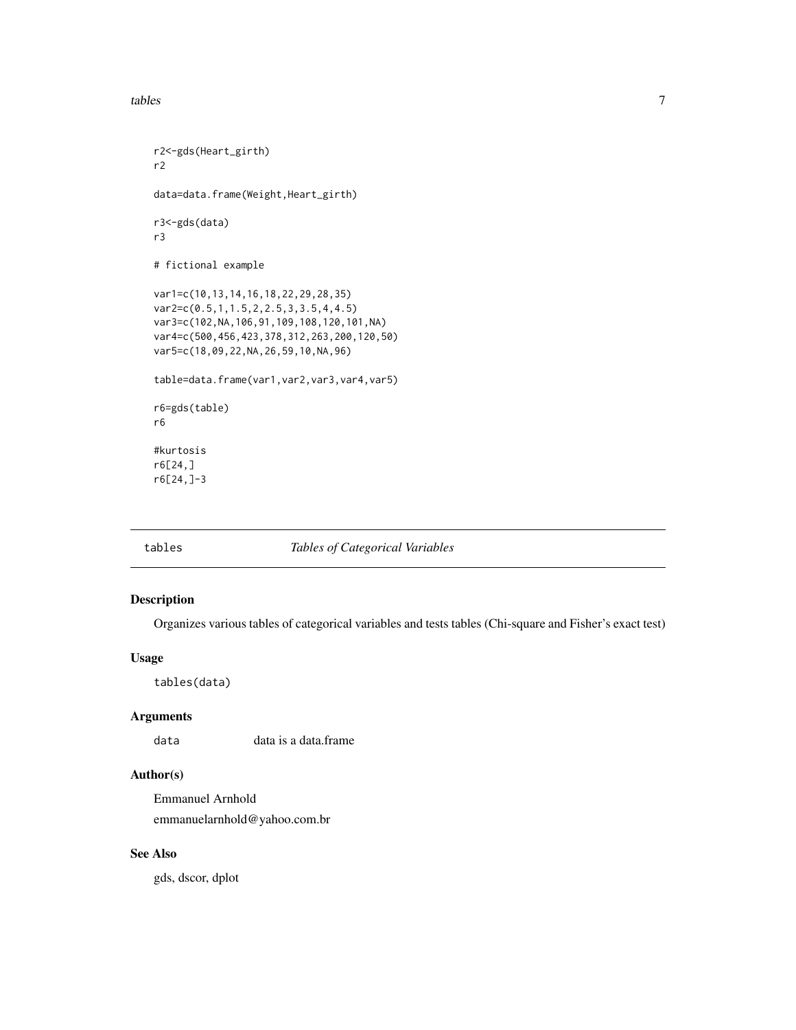```
r2<-gds(Heart_girth)
r2

data=data.frame(Weight,Heart_girth)

r3<-gds(data)
r3

# fictional example

var1=c(10,13,14,16,18,22,29,28,35)
var2=c(0.5,1,1.5,2,2.5,3,3.5,4,4.5)
var3=c(102,NA,106,91,109,108,120,101,NA)
var4=c(500,456,423,378,312,263,200,120,50)
var5=c(18,09,22,NA,26,59,10,NA,96)

table=data.frame(var1,var2,var3,var4,var5)

r6=gds(table)
r6

#kurtosis
r6[24,]
r6[24,]-3
```

## tables *Tables of Categorical Variables*

### Description

Organizes various tables of categorical variables and tests tables (Chi-square and Fisher's exact test)

### Usage

```
tables(data)
```

### Arguments

| | |
|---|---|
| data | data is a data.frame |

### Author(s)

Emmanuel Arnhold

emmanuelarnhold@yahoo.com.br

### See Also

gds, dscor, dplot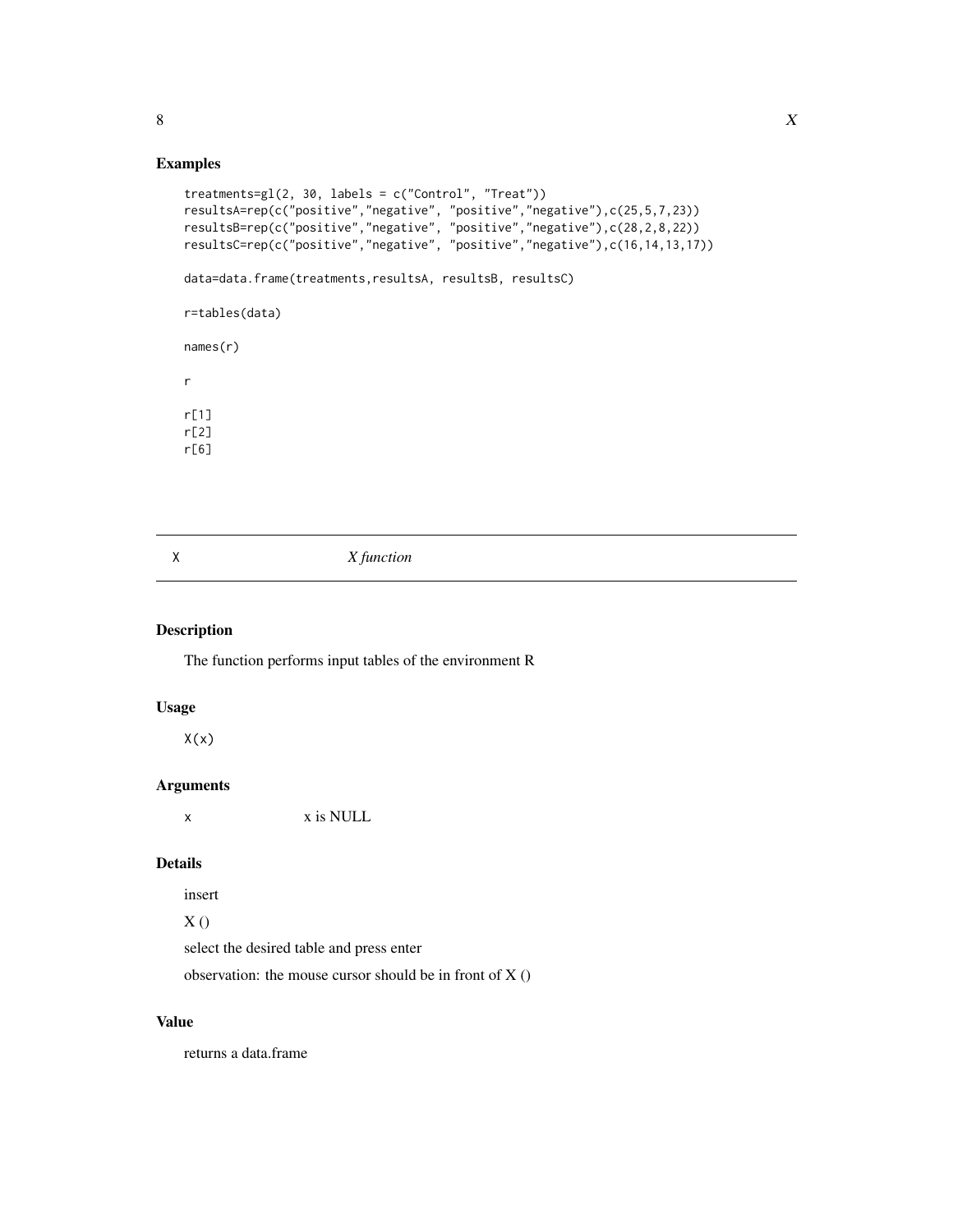## Examples

```
treatments=gl(2, 30, labels = c("Control", "Treat"))
resultsA=rep(c("positive","negative", "positive","negative"),c(25,5,7,23))
resultsB=rep(c("positive","negative", "positive","negative"),c(28,2,8,22))
resultsC=rep(c("positive","negative", "positive","negative"),c(16,14,13,17))

data=data.frame(treatments,resultsA, resultsB, resultsC)

r=tables(data)

names(r)

r

r[1]
r[2]
r[6]
```

---

# X    *X function*

---

## Description

The function performs input tables of the environment R

## Usage

```
X(x)
```

## Arguments

| | |
|---|---|
| x | x is NULL |

## Details

insert

X ()

select the desired table and press enter

observation: the mouse cursor should be in front of X ()

## Value

returns a data.frame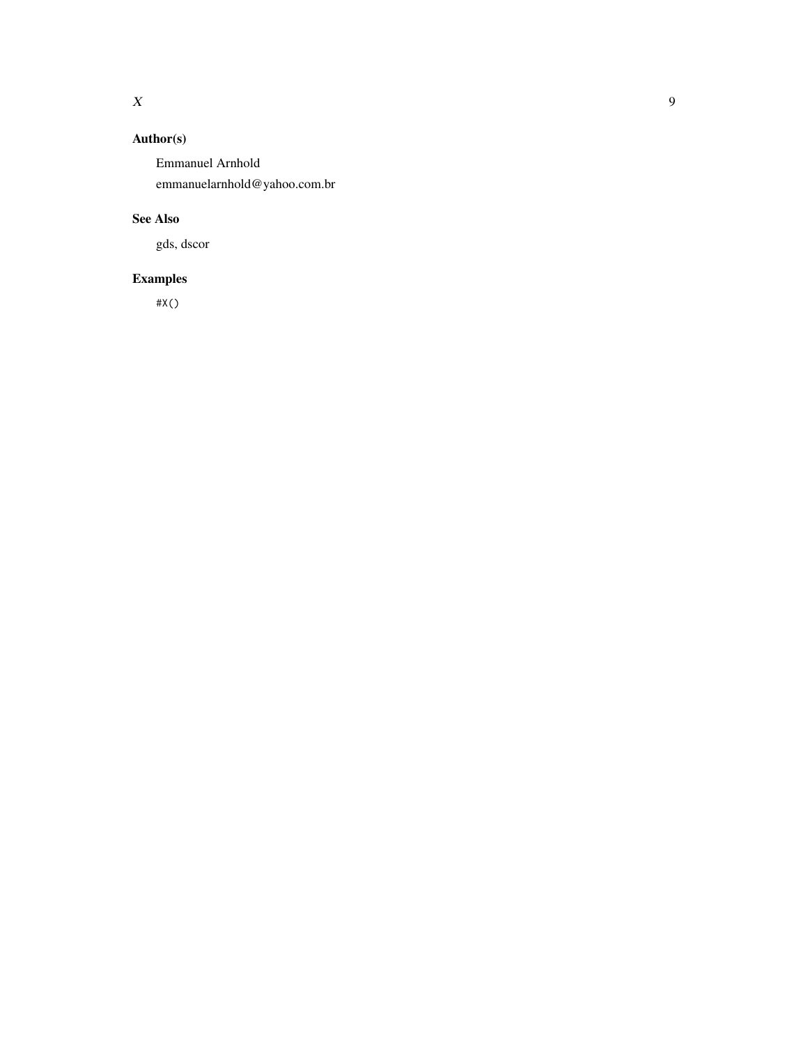### Author(s)

Emmanuel Arnhold
emmanuelarnhold@yahoo.com.br

### See Also

gds, dscor

### Examples

```
#X()
```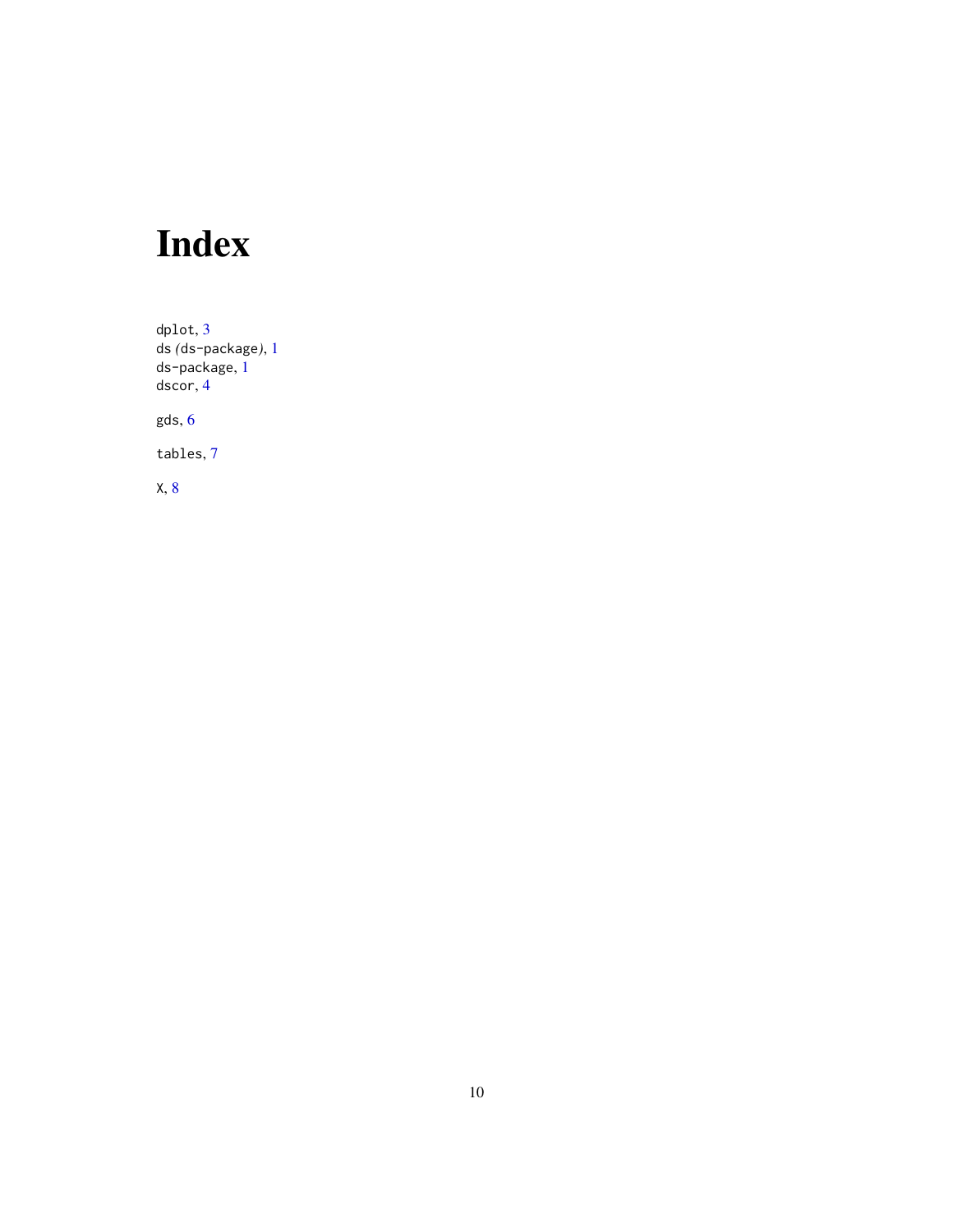# Index

dplot, 3
ds (ds-package), 1
ds-package, 1
dscor, 4

gds, 6

tables, 7

X, 8